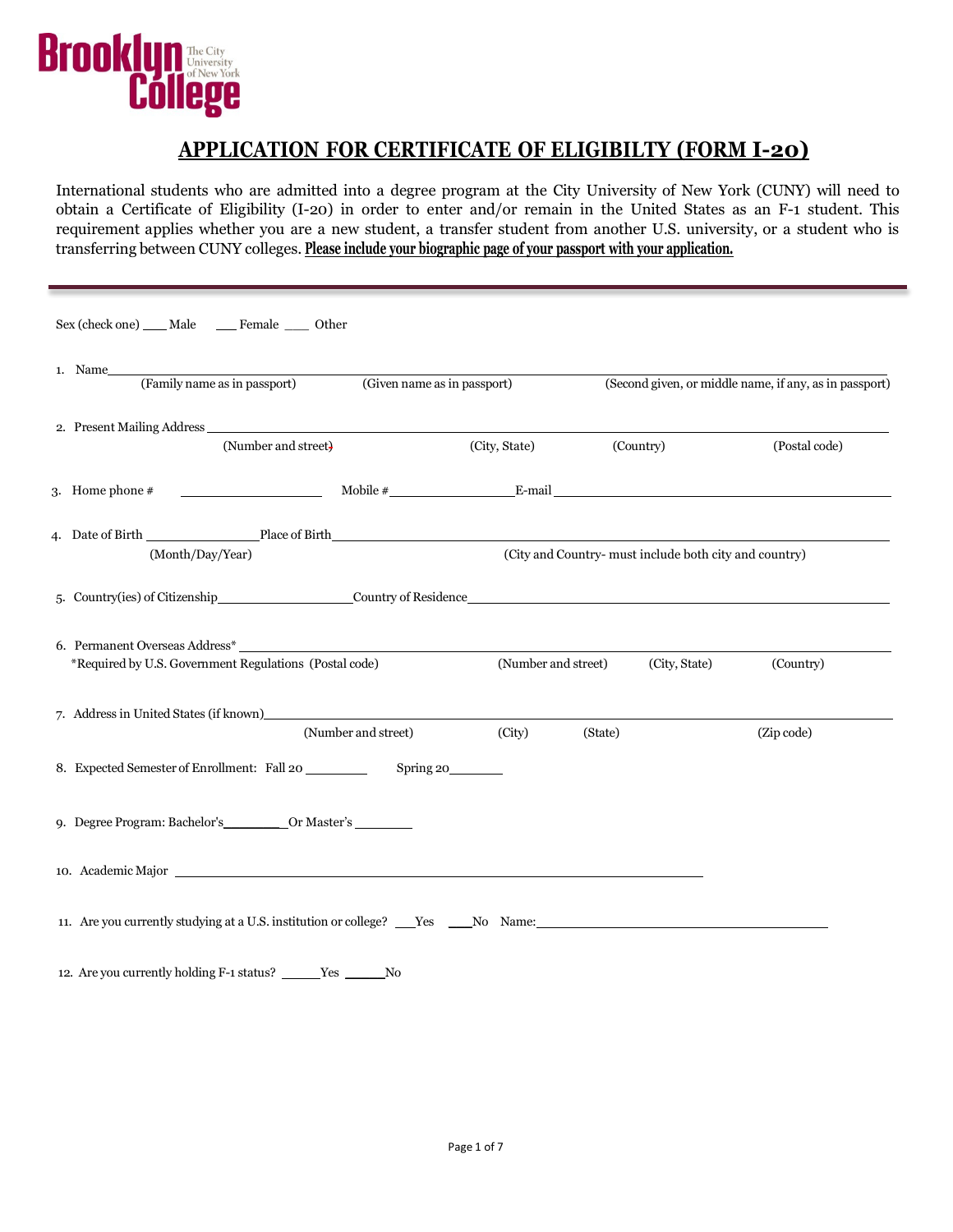Brooklyn College
The City University of New York

# APPLICATION FOR CERTIFICATE OF ELIGIBILTY (FORM I-20)

International students who are admitted into a degree program at the City University of New York (CUNY) will need to obtain a Certificate of Eligibility (I-20) in order to enter and/or remain in the United States as an F-1 student. This requirement applies whether you are a new student, a transfer student from another U.S. university, or a student who is transferring between CUNY colleges. **Please include your biographic page of your passport with your application.**

---

Sex (check one) ___ Male ___ Female ___ Other

1. Name______________________________________________________________________
   (Family name as in passport) (Given name as in passport) (Second given, or middle name, if any, as in passport)

2. Present Mailing Address ______________________________________________________________
   (Number and street) (City, State) (Country) (Postal code)

3. Home phome # ____________________ Mobile #________________E-mail ___________________________

4. Date of Birth _______________Place of Birth____________________________________________
   (Month/Day/Year) (City and Country- must include both city and country)

5. Country(ies) of Citizenship__________________Country of Residence_____________________________

6. Permanent Overseas Address* ______________________________________________________
   *Required by U.S. Government Regulations (Postal code) (Number and street) (City, State) (Country)

7. Address in United States (if known)___________________________________________________
   (Number and street) (City) (State) (Zip code)

8. Expected Semester of Enrollment: Fall 20 ________ Spring 20_______

9. Degree Program: Bachelor's________Or Master's ________

10. Academic Major ______________________________________________________________

11. Are you currently studying at a U.S. institution or college? ___Yes ___No Name:______________________

12. Are you currently holding F-1 status? _____Yes _____No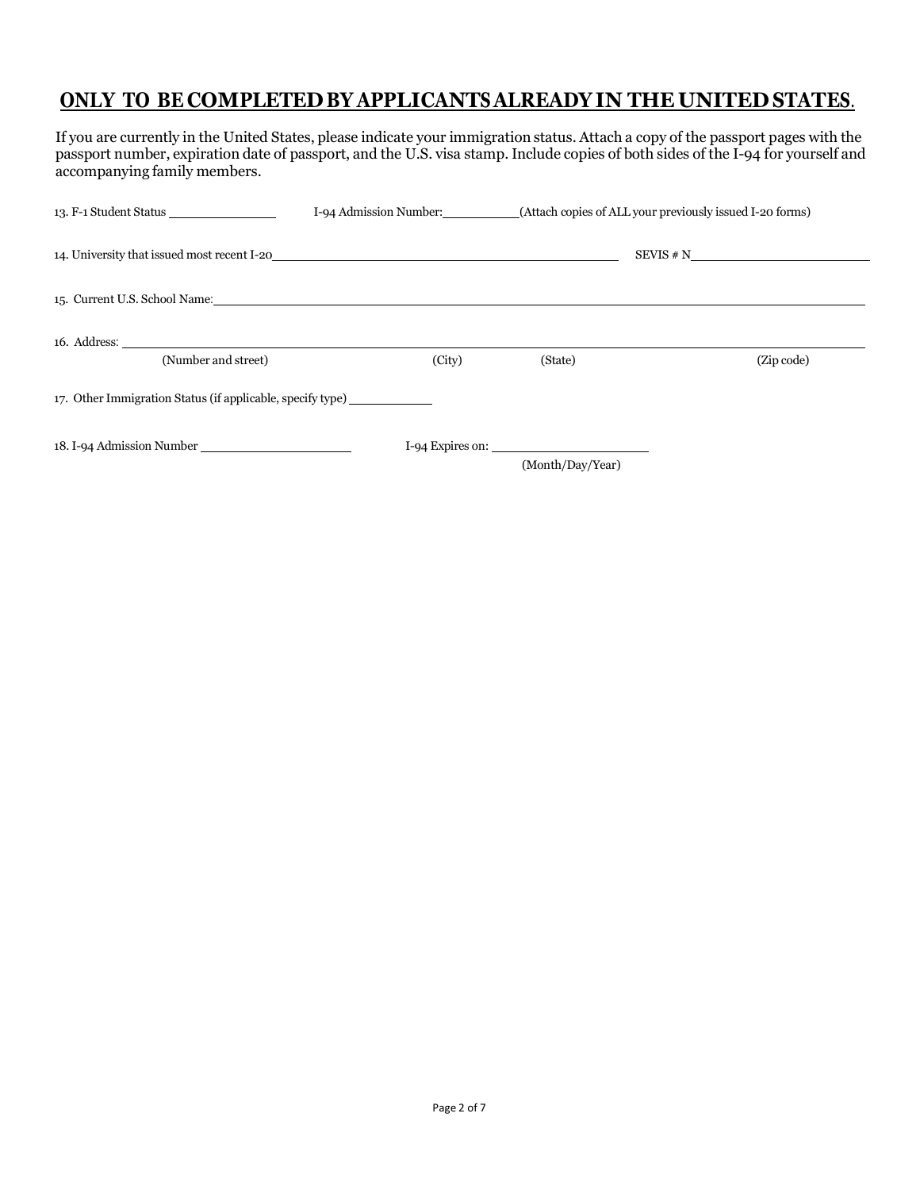## ONLY TO BE COMPLETED BY APPLICANTS ALREADY IN THE UNITED STATES.

If you are currently in the United States, please indicate your immigration status. Attach a copy of the passport pages with the passport number, expiration date of passport, and the U.S. visa stamp. Include copies of both sides of the I-94 for yourself and accompanying family members.

13. F-1 Student Status ______________ I-94 Admission Number: __________ (Attach copies of ALL your previously issued I-20 forms)

14. University that issued most recent I-20 ________________________________________ SEVIS # N ______________________

15. Current U.S. School Name: ______________________________________________________________________________

16. Address: ______________________________________________________________________________
(Number and street) (City) (State) (Zip code)

17. Other Immigration Status (if applicable, specify type) __________

18. I-94 Admission Number ____________________ I-94 Expires on: ____________________
(Month/Day/Year)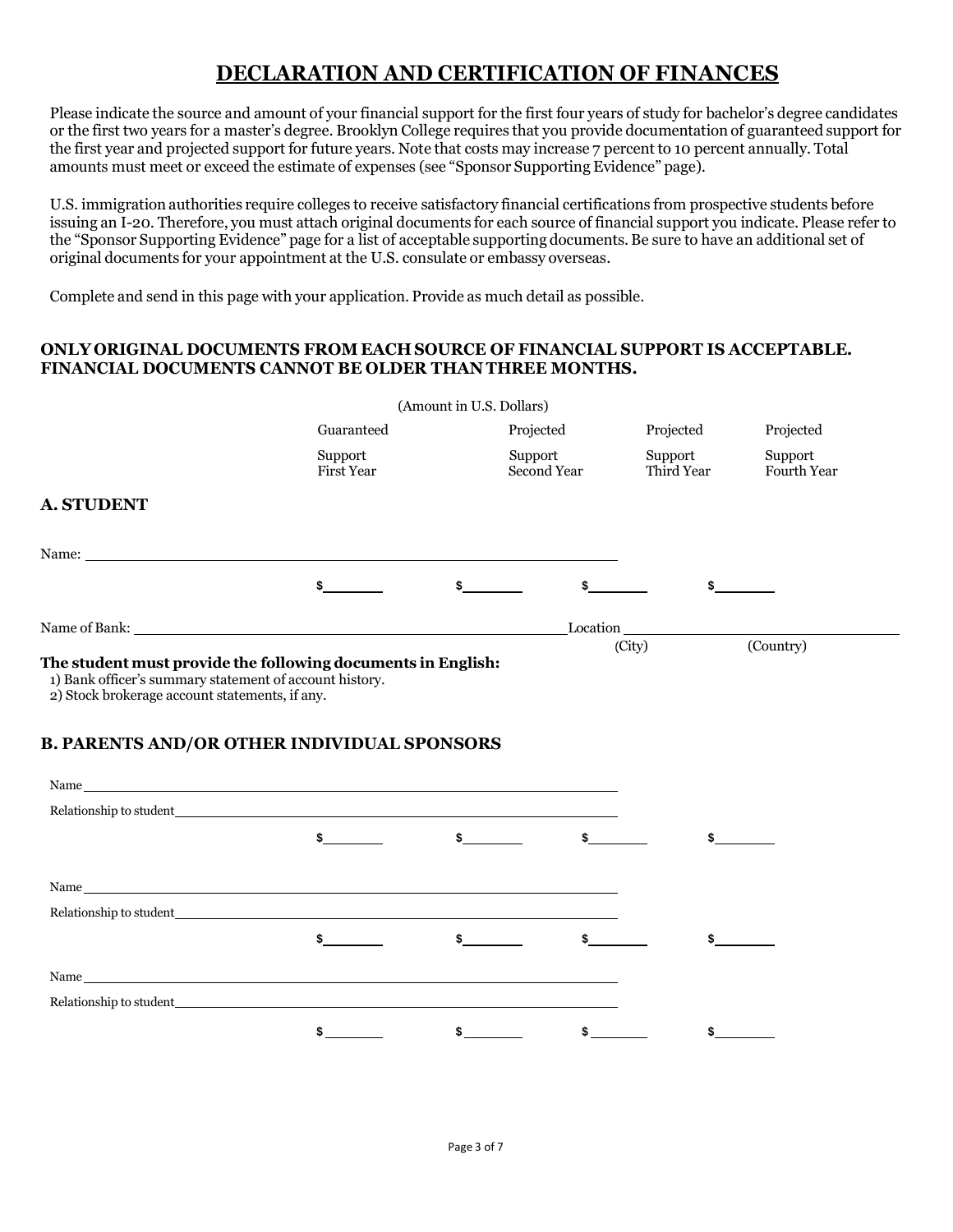# DECLARATION AND CERTIFICATION OF FINANCES

Please indicate the source and amount of your financial support for the first four years of study for bachelor's degree candidates or the first two years for a master's degree. Brooklyn College requires that you provide documentation of guaranteed support for the first year and projected support for future years. Note that costs may increase 7 percent to 10 percent annually. Total amounts must meet or exceed the estimate of expenses (see "Sponsor Supporting Evidence" page).

U.S. immigration authorities require colleges to receive satisfactory financial certifications from prospective students before issuing an I-20. Therefore, you must attach original documents for each source of financial support you indicate. Please refer to the "Sponsor Supporting Evidence" page for a list of acceptable supporting documents. Be sure to have an additional set of original documents for your appointment at the U.S. consulate or embassy overseas.

Complete and send in this page with your application. Provide as much detail as possible.

**ONLY ORIGINAL DOCUMENTS FROM EACH SOURCE OF FINANCIAL SUPPORT IS ACCEPTABLE. FINANCIAL DOCUMENTS CANNOT BE OLDER THAN THREE MONTHS.**

(Amount in U.S. Dollars)

| | Guaranteed Support First Year | Projected Support Second Year | Projected Support Third Year | Projected Support Fourth Year |
|---|---|---|---|---|

## A. STUDENT

Name: ______________________________

| | $________ | $________ | $________ | $________ |
|---|---|---|---|---|

Name of Bank: ______________________________ Location ______________ (City) ______________ (Country)

**The student must provide the following documents in English:**

1) Bank officer's summary statement of account history.
2) Stock brokerage account statements, if any.

## B. PARENTS AND/OR OTHER INDIVIDUAL SPONSORS

Name ______________________________

Relationship to student ______________________________

| | $________ | $________ | $________ | $________ |
|---|---|---|---|---|

Name ______________________________

Relationship to student ______________________________

| | $________ | $________ | $________ | $________ |
|---|---|---|---|---|

Name ______________________________

Relationship to student ______________________________

| | $________ | $________ | $________ | $________ |
|---|---|---|---|---|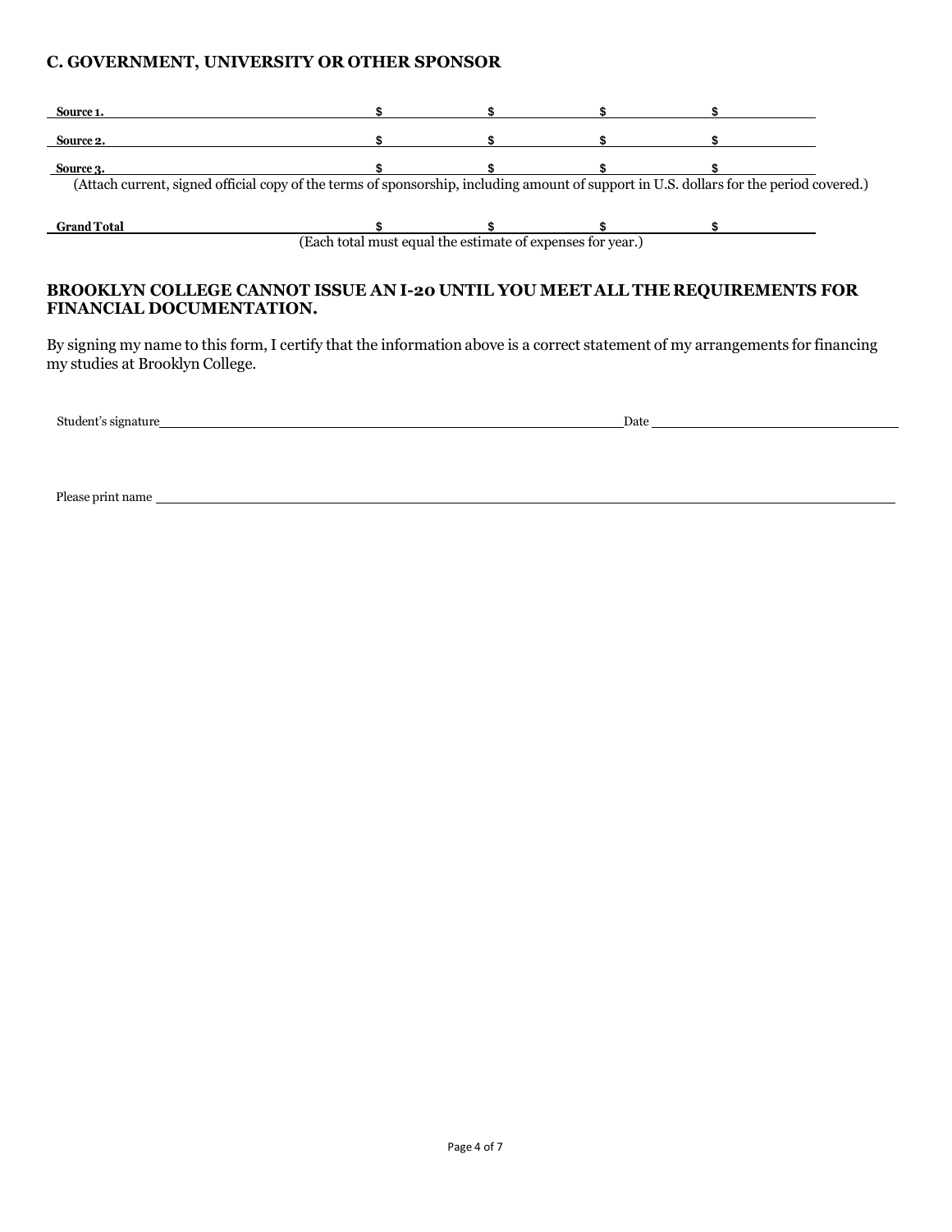### C. GOVERNMENT, UNIVERSITY OR OTHER SPONSOR

| | | | | |
|---|---|---|---|---|
| **Source 1.** | **$** | **$** | **$** | **$** |
| **Source 2.** | **$** | **$** | **$** | **$** |
| **Source 3.** | **$** | **$** | **$** | **$** |

(Attach current, signed official copy of the terms of sponsorship, including amount of support in U.S. dollars for the period covered.)

| | | | | |
|---|---|---|---|---|
| **Grand Total** | **$** | **$** | **$** | **$** |

(Each total must equal the estimate of expenses for year.)

**BROOKLYN COLLEGE CANNOT ISSUE AN I-20 UNTIL YOU MEET ALL THE REQUIREMENTS FOR FINANCIAL DOCUMENTATION.**

By signing my name to this form, I certify that the information above is a correct statement of my arrangements for financing my studies at Brooklyn College.

Student's signature\_\_\_\_\_\_\_\_\_\_\_\_\_\_\_\_\_\_\_\_\_\_\_\_\_\_\_\_\_\_\_\_\_\_\_\_ Date \_\_\_\_\_\_\_\_\_\_\_\_\_\_\_\_\_\_\_\_

Please print name \_\_\_\_\_\_\_\_\_\_\_\_\_\_\_\_\_\_\_\_\_\_\_\_\_\_\_\_\_\_\_\_\_\_\_\_\_\_\_\_\_\_\_\_\_\_\_\_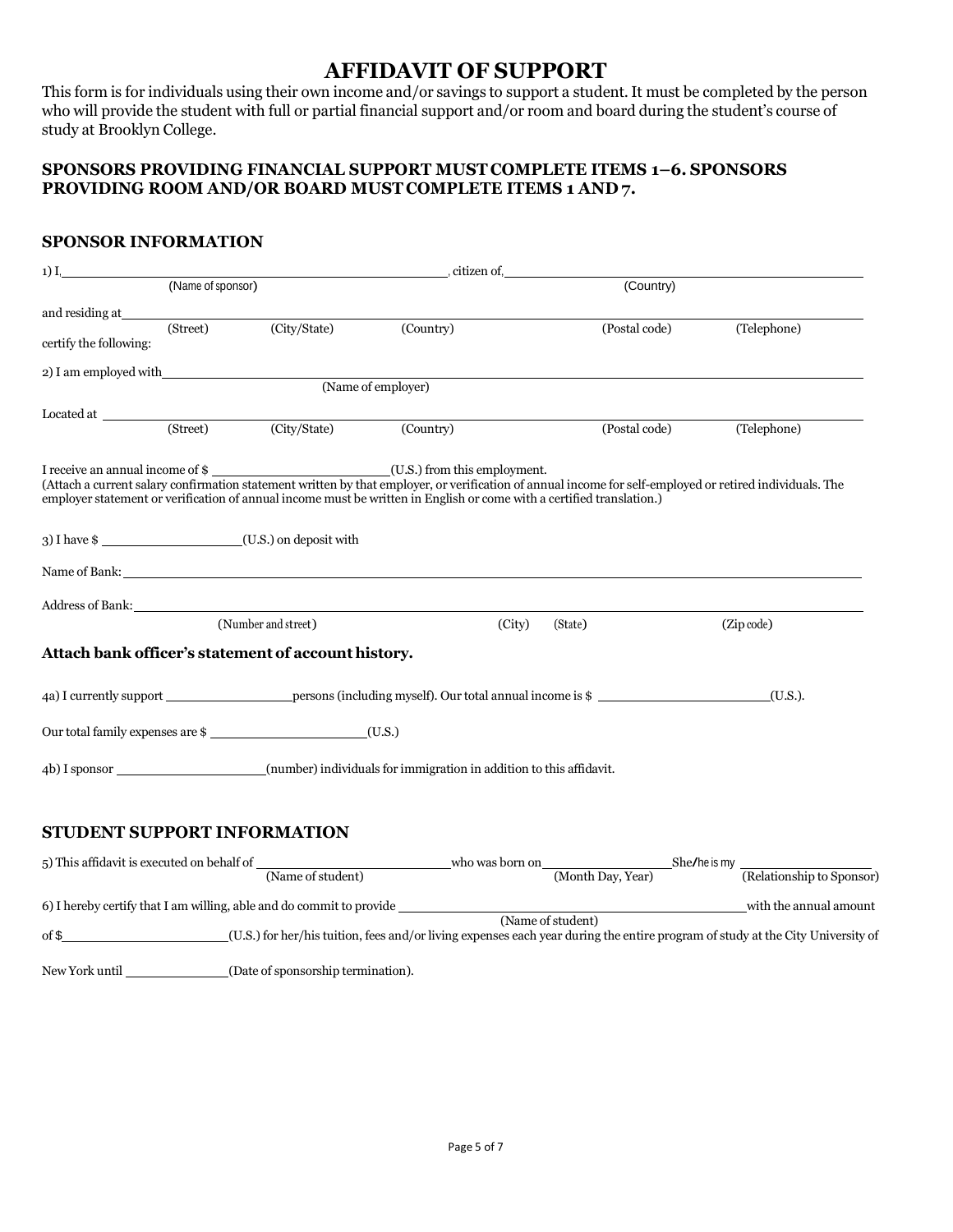# AFFIDAVIT OF SUPPORT

This form is for individuals using their own income and/or savings to support a student. It must be completed by the person who will provide the student with full or partial financial support and/or room and board during the student's course of study at Brooklyn College.

**SPONSORS PROVIDING FINANCIAL SUPPORT MUST COMPLETE ITEMS 1–6. SPONSORS PROVIDING ROOM AND/OR BOARD MUST COMPLETE ITEMS 1 AND 7.**

## SPONSOR INFORMATION

1) I, ______________________________ (Name of sponsor), citizen of, ______________________________ (Country)

and residing at ______________________________ (Street) (City/State) (Country) (Postal code) (Telephone)

certify the following:

2) I am employed with ______________________________ (Name of employer)

Located at ______________________________ (Street) (City/State) (Country) (Postal code) (Telephone)

I receive an annual income of $ ______________ (U.S.) from this employment.
(Attach a current salary confirmation statement written by that employer, or verification of annual income for self-employed or retired individuals. The employer statement or verification of annual income must be written in English or come with a certified translation.)

3) I have $ ______________ (U.S.) on deposit with

Name of Bank: ______________________________

Address of Bank: ______________________________ (Number and street) (City) (State) (Zip code)

**Attach bank officer's statement of account history.**

4a) I currently support ______________ persons (including myself). Our total annual income is $ ______________ (U.S.).

Our total family expenses are $ ______________ (U.S.)

4b) I sponsor ______________ (number) individuals for immigration in addition to this affidavit.

## STUDENT SUPPORT INFORMATION

5) This affidavit is executed on behalf of ______________ (Name of student) who was born on ______________ (Month Day, Year) She/he is my ______________ (Relationship to Sponsor)

6) I hereby certify that I am willing, able and do commit to provide ______________ (Name of student) with the annual amount of $ ______________ (U.S.) for her/his tuition, fees and/or living expenses each year during the entire program of study at the City University of New York until ______________ (Date of sponsorship termination).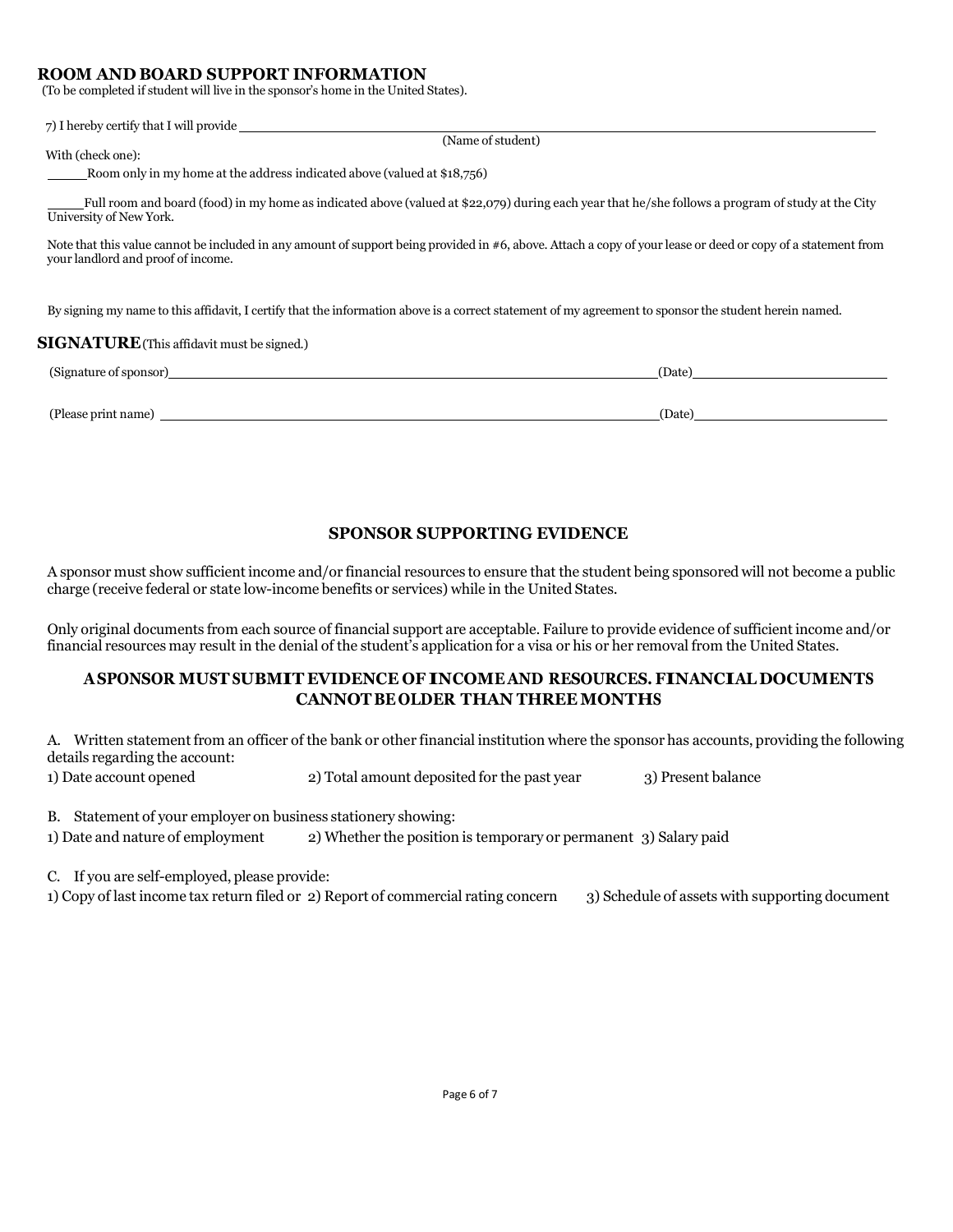## ROOM AND BOARD SUPPORT INFORMATION

(To be completed if student will live in the sponsor's home in the United States).

7) I hereby certify that I will provide ______________________________________________

(Name of student)

With (check one):

_____ Room only in my home at the address indicated above (valued at $18,756)

_____ Full room and board (food) in my home as indicated above (valued at $22,079) during each year that he/she follows a program of study at the City University of New York.

Note that this value cannot be included in any amount of support being provided in #6, above. Attach a copy of your lease or deed or copy of a statement from your landlord and proof of income.

By signing my name to this affidavit, I certify that the information above is a correct statement of my agreement to sponsor the student herein named.

## SIGNATURE (This affidavit must be signed.)

(Signature of sponsor) ______________________________________________ (Date) ____________________

(Please print name) ______________________________________________ (Date) ____________________

## SPONSOR SUPPORTING EVIDENCE

A sponsor must show sufficient income and/or financial resources to ensure that the student being sponsored will not become a public charge (receive federal or state low-income benefits or services) while in the United States.

Only original documents from each source of financial support are acceptable. Failure to provide evidence of sufficient income and/or financial resources may result in the denial of the student's application for a visa or his or her removal from the United States.

### A SPONSOR MUST SUBMIT EVIDENCE OF INCOME AND RESOURCES. FINANCIAL DOCUMENTS CANNOT BE OLDER THAN THREE MONTHS

A. Written statement from an officer of the bank or other financial institution where the sponsor has accounts, providing the following details regarding the account:

1) Date account opened    2) Total amount deposited for the past year    3) Present balance

B. Statement of your employer on business stationery showing:

1) Date and nature of employment    2) Whether the position is temporary or permanent    3) Salary paid

C. If you are self-employed, please provide:

1) Copy of last income tax return filed or    2) Report of commercial rating concern    3) Schedule of assets with supporting document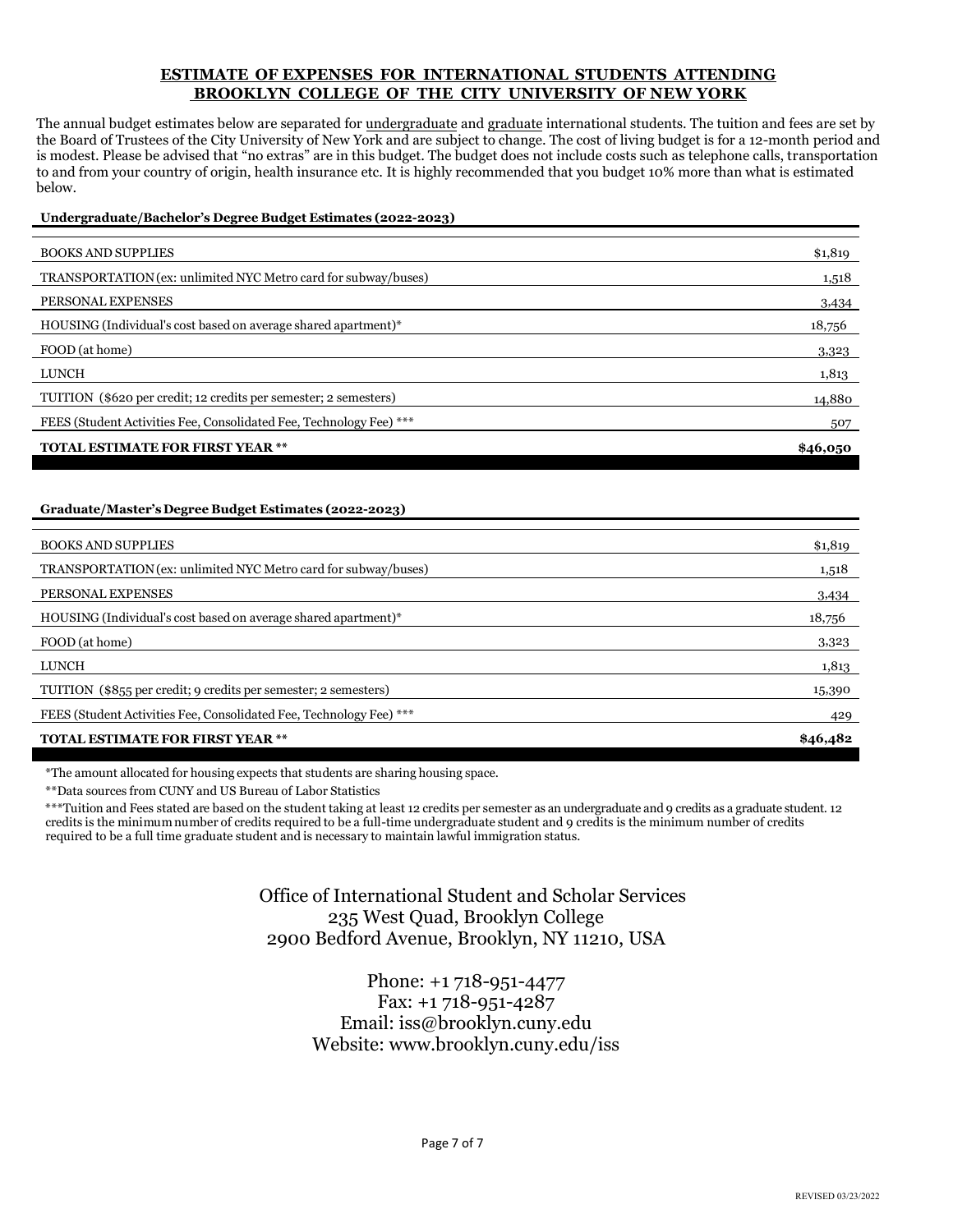## ESTIMATE OF EXPENSES FOR INTERNATIONAL STUDENTS ATTENDING BROOKLYN COLLEGE OF THE CITY UNIVERSITY OF NEW YORK

The annual budget estimates below are separated for undergraduate and graduate international students. The tuition and fees are set by the Board of Trustees of the City University of New York and are subject to change. The cost of living budget is for a 12-month period and is modest. Please be advised that "no extras" are in this budget. The budget does not include costs such as telephone calls, transportation to and from your country of origin, health insurance etc. It is highly recommended that you budget 10% more than what is estimated below.

### Undergraduate/Bachelor's Degree Budget Estimates (2022-2023)

| | |
|---|---|
| BOOKS AND SUPPLIES | $1,819 |
| TRANSPORTATION (ex: unlimited NYC Metro card for subway/buses) | 1,518 |
| PERSONAL EXPENSES | 3,434 |
| HOUSING (Individual's cost based on average shared apartment)* | 18,756 |
| FOOD (at home) | 3,323 |
| LUNCH | 1,813 |
| TUITION ($620 per credit; 12 credits per semester; 2 semesters) | 14,880 |
| FEES (Student Activities Fee, Consolidated Fee, Technology Fee) *** | 507 |
| **TOTAL ESTIMATE FOR FIRST YEAR \*\*** | **$46,050** |

### Graduate/Master's Degree Budget Estimates (2022-2023)

| | |
|---|---|
| BOOKS AND SUPPLIES | $1,819 |
| TRANSPORTATION (ex: unlimited NYC Metro card for subway/buses) | 1,518 |
| PERSONAL EXPENSES | 3,434 |
| HOUSING (Individual's cost based on average shared apartment)* | 18,756 |
| FOOD (at home) | 3,323 |
| LUNCH | 1,813 |
| TUITION ($855 per credit; 9 credits per semester; 2 semesters) | 15,390 |
| FEES (Student Activities Fee, Consolidated Fee, Technology Fee) *** | 429 |
| **TOTAL ESTIMATE FOR FIRST YEAR \*\*** | **$46,482** |

*The amount allocated for housing expects that students are sharing housing space.

**Data sources from CUNY and US Bureau of Labor Statistics

***Tuition and Fees stated are based on the student taking at least 12 credits per semester as an undergraduate and 9 credits as a graduate student. 12 credits is the minimum number of credits required to be a full-time undergraduate student and 9 credits is the minimum number of credits required to be a full time graduate student and is necessary to maintain lawful immigration status.

Office of International Student and Scholar Services
235 West Quad, Brooklyn College
2900 Bedford Avenue, Brooklyn, NY 11210, USA

Phone: +1 718-951-4477
Fax: +1 718-951-4287
Email: iss@brooklyn.cuny.edu
Website: www.brooklyn.cuny.edu/iss

REVISED 03/23/2022